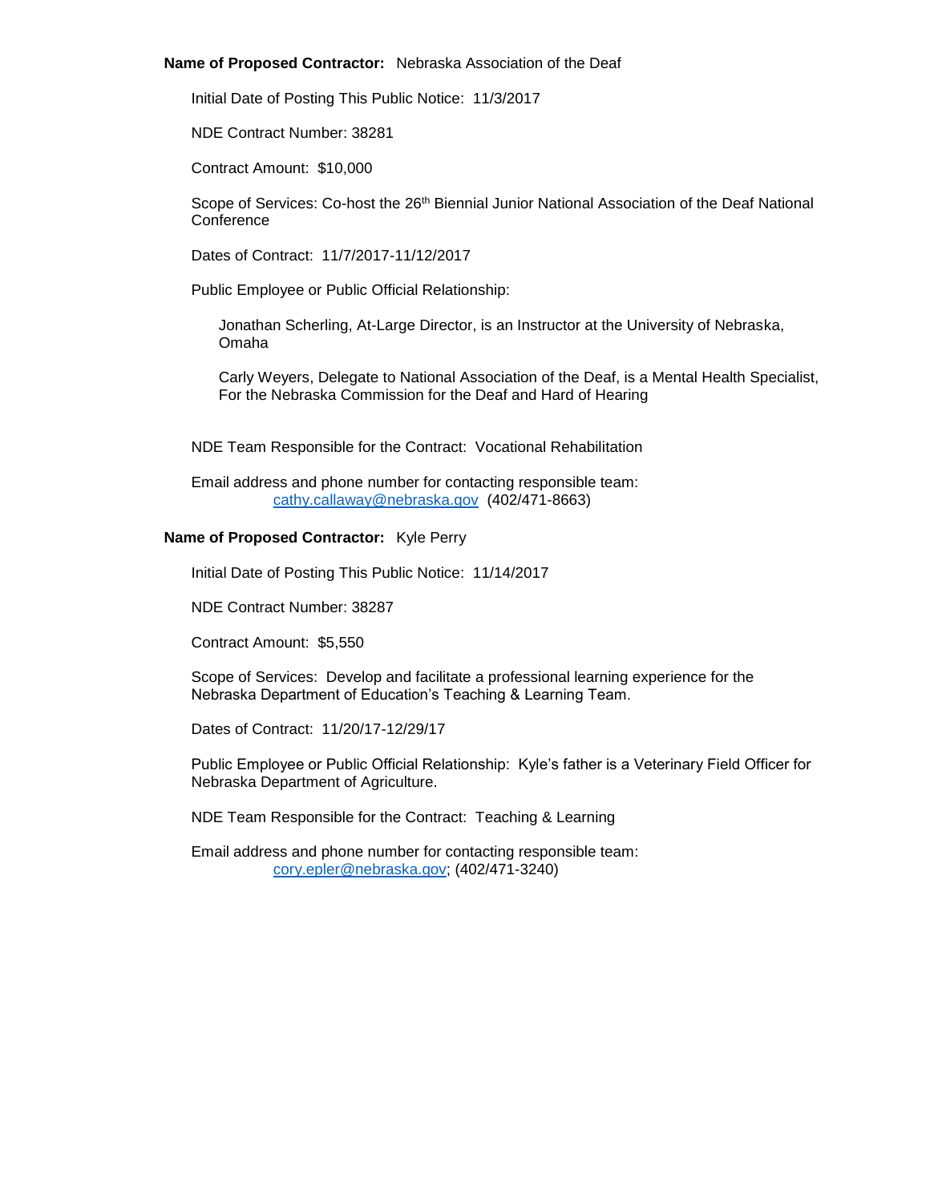**Name of Proposed Contractor:** Nebraska Association of the Deaf

Initial Date of Posting This Public Notice: 11/3/2017

NDE Contract Number: 38281

Contract Amount: $10,000

Scope of Services: Co-host the 26th Biennial Junior National Association of the Deaf National Conference

Dates of Contract: 11/7/2017-11/12/2017

Public Employee or Public Official Relationship:

Jonathan Scherling, At-Large Director, is an Instructor at the University of Nebraska, Omaha

Carly Weyers, Delegate to National Association of the Deaf, is a Mental Health Specialist, For the Nebraska Commission for the Deaf and Hard of Hearing

NDE Team Responsible for the Contract: Vocational Rehabilitation

Email address and phone number for contacting responsible team:
cathy.callaway@nebraska.gov (402/471-8663)

**Name of Proposed Contractor:** Kyle Perry

Initial Date of Posting This Public Notice: 11/14/2017

NDE Contract Number: 38287

Contract Amount: $5,550

Scope of Services: Develop and facilitate a professional learning experience for the Nebraska Department of Education's Teaching & Learning Team.

Dates of Contract: 11/20/17-12/29/17

Public Employee or Public Official Relationship: Kyle's father is a Veterinary Field Officer for Nebraska Department of Agriculture.

NDE Team Responsible for the Contract: Teaching & Learning

Email address and phone number for contacting responsible team:
cory.epler@nebraska.gov; (402/471-3240)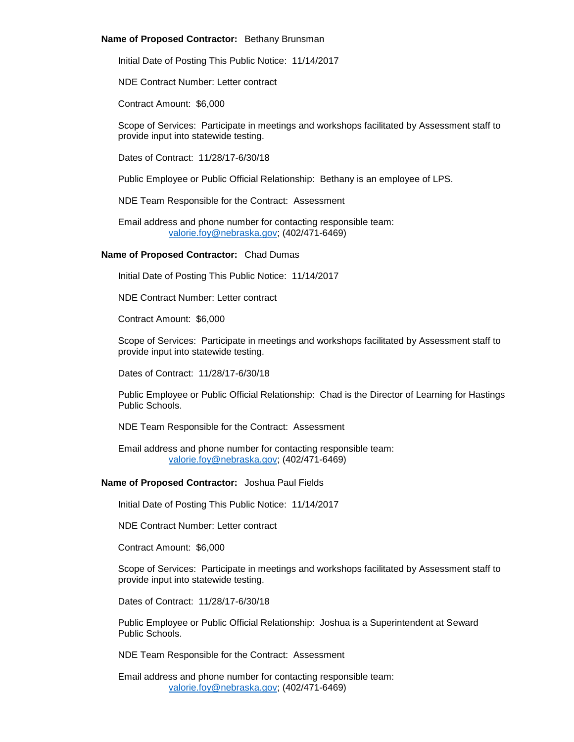**Name of Proposed Contractor:** Bethany Brunsman

Initial Date of Posting This Public Notice: 11/14/2017

NDE Contract Number: Letter contract

Contract Amount: $6,000

Scope of Services: Participate in meetings and workshops facilitated by Assessment staff to provide input into statewide testing.

Dates of Contract: 11/28/17-6/30/18

Public Employee or Public Official Relationship: Bethany is an employee of LPS.

NDE Team Responsible for the Contract: Assessment

Email address and phone number for contacting responsible team:
valorie.foy@nebraska.gov; (402/471-6469)

**Name of Proposed Contractor:** Chad Dumas

Initial Date of Posting This Public Notice: 11/14/2017

NDE Contract Number: Letter contract

Contract Amount: $6,000

Scope of Services: Participate in meetings and workshops facilitated by Assessment staff to provide input into statewide testing.

Dates of Contract: 11/28/17-6/30/18

Public Employee or Public Official Relationship: Chad is the Director of Learning for Hastings Public Schools.

NDE Team Responsible for the Contract: Assessment

Email address and phone number for contacting responsible team:
valorie.foy@nebraska.gov; (402/471-6469)

**Name of Proposed Contractor:** Joshua Paul Fields

Initial Date of Posting This Public Notice: 11/14/2017

NDE Contract Number: Letter contract

Contract Amount: $6,000

Scope of Services: Participate in meetings and workshops facilitated by Assessment staff to provide input into statewide testing.

Dates of Contract: 11/28/17-6/30/18

Public Employee or Public Official Relationship: Joshua is a Superintendent at Seward Public Schools.

NDE Team Responsible for the Contract: Assessment

Email address and phone number for contacting responsible team:
valorie.foy@nebraska.gov; (402/471-6469)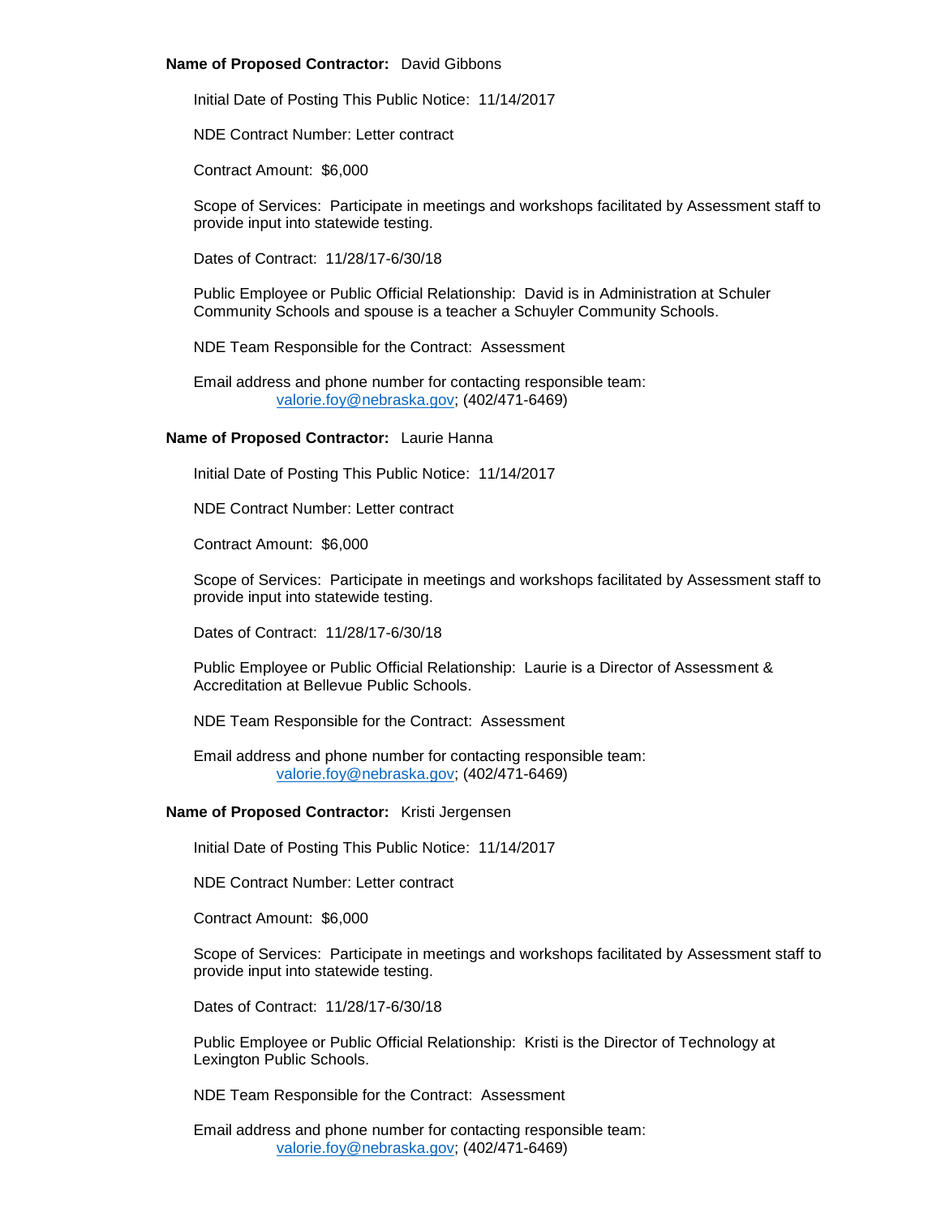**Name of Proposed Contractor:** David Gibbons

Initial Date of Posting This Public Notice: 11/14/2017

NDE Contract Number: Letter contract

Contract Amount: $6,000

Scope of Services: Participate in meetings and workshops facilitated by Assessment staff to provide input into statewide testing.

Dates of Contract: 11/28/17-6/30/18

Public Employee or Public Official Relationship: David is in Administration at Schuler Community Schools and spouse is a teacher a Schuyler Community Schools.

NDE Team Responsible for the Contract: Assessment

Email address and phone number for contacting responsible team:
valorie.foy@nebraska.gov; (402/471-6469)

**Name of Proposed Contractor:** Laurie Hanna

Initial Date of Posting This Public Notice: 11/14/2017

NDE Contract Number: Letter contract

Contract Amount: $6,000

Scope of Services: Participate in meetings and workshops facilitated by Assessment staff to provide input into statewide testing.

Dates of Contract: 11/28/17-6/30/18

Public Employee or Public Official Relationship: Laurie is a Director of Assessment & Accreditation at Bellevue Public Schools.

NDE Team Responsible for the Contract: Assessment

Email address and phone number for contacting responsible team:
valorie.foy@nebraska.gov; (402/471-6469)

**Name of Proposed Contractor:** Kristi Jergensen

Initial Date of Posting This Public Notice: 11/14/2017

NDE Contract Number: Letter contract

Contract Amount: $6,000

Scope of Services: Participate in meetings and workshops facilitated by Assessment staff to provide input into statewide testing.

Dates of Contract: 11/28/17-6/30/18

Public Employee or Public Official Relationship: Kristi is the Director of Technology at Lexington Public Schools.

NDE Team Responsible for the Contract: Assessment

Email address and phone number for contacting responsible team:
valorie.foy@nebraska.gov; (402/471-6469)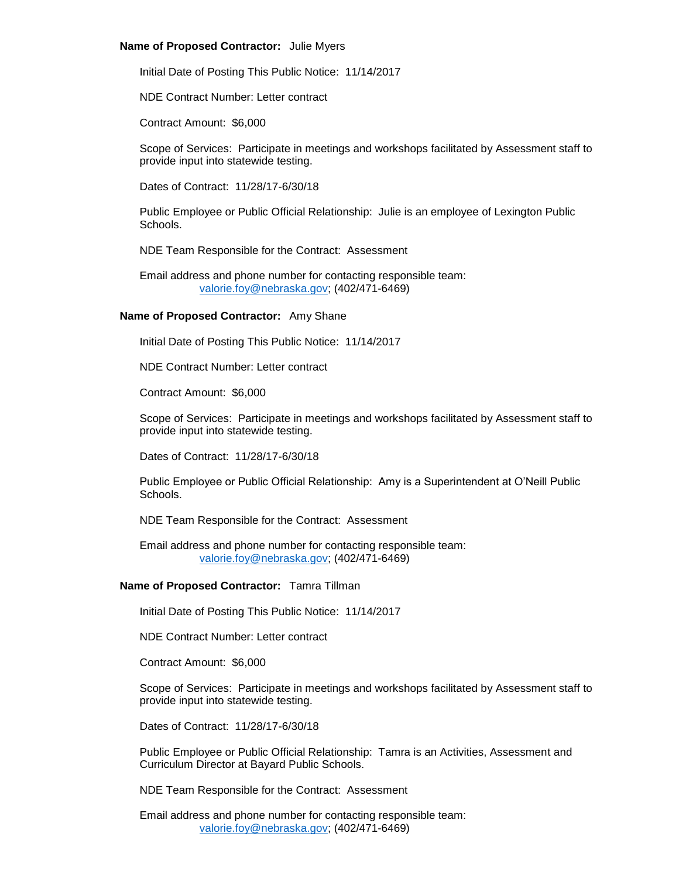**Name of Proposed Contractor:** Julie Myers

Initial Date of Posting This Public Notice: 11/14/2017

NDE Contract Number: Letter contract

Contract Amount: $6,000

Scope of Services: Participate in meetings and workshops facilitated by Assessment staff to provide input into statewide testing.

Dates of Contract: 11/28/17-6/30/18

Public Employee or Public Official Relationship: Julie is an employee of Lexington Public Schools.

NDE Team Responsible for the Contract: Assessment

Email address and phone number for contacting responsible team:
valorie.foy@nebraska.gov; (402/471-6469)

**Name of Proposed Contractor:** Amy Shane

Initial Date of Posting This Public Notice: 11/14/2017

NDE Contract Number: Letter contract

Contract Amount: $6,000

Scope of Services: Participate in meetings and workshops facilitated by Assessment staff to provide input into statewide testing.

Dates of Contract: 11/28/17-6/30/18

Public Employee or Public Official Relationship: Amy is a Superintendent at O'Neill Public Schools.

NDE Team Responsible for the Contract: Assessment

Email address and phone number for contacting responsible team:
valorie.foy@nebraska.gov; (402/471-6469)

**Name of Proposed Contractor:** Tamra Tillman

Initial Date of Posting This Public Notice: 11/14/2017

NDE Contract Number: Letter contract

Contract Amount: $6,000

Scope of Services: Participate in meetings and workshops facilitated by Assessment staff to provide input into statewide testing.

Dates of Contract: 11/28/17-6/30/18

Public Employee or Public Official Relationship: Tamra is an Activities, Assessment and Curriculum Director at Bayard Public Schools.

NDE Team Responsible for the Contract: Assessment

Email address and phone number for contacting responsible team:
valorie.foy@nebraska.gov; (402/471-6469)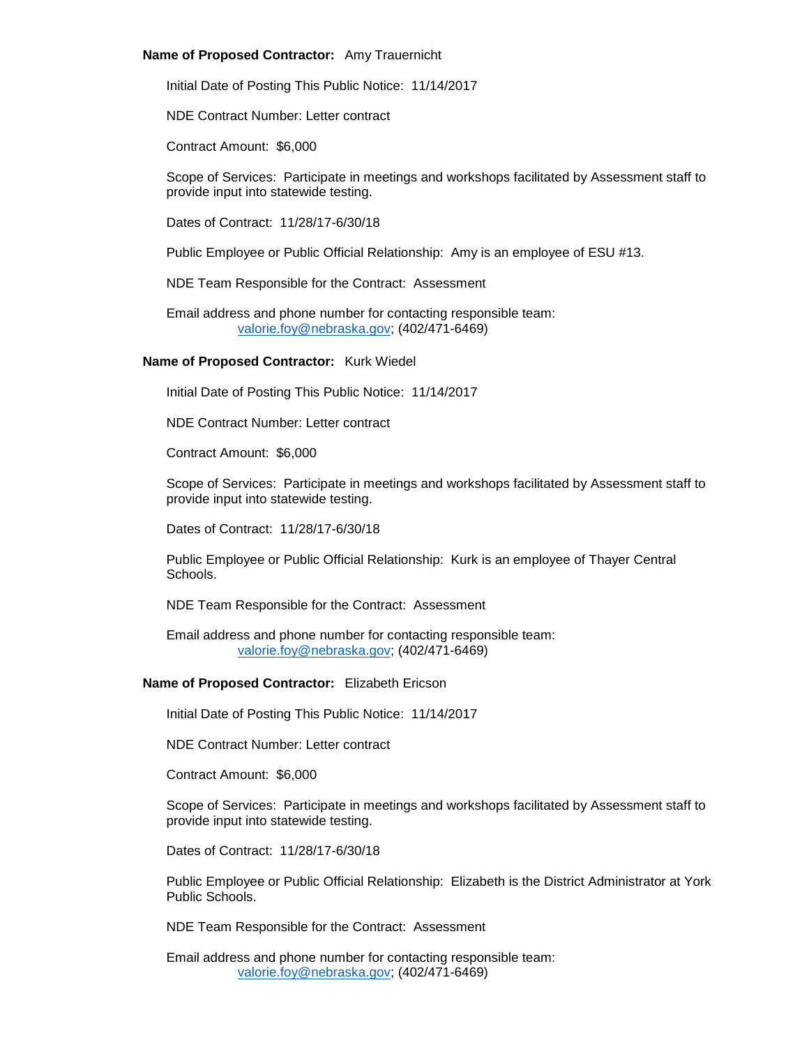**Name of Proposed Contractor:** Amy Trauernicht

Initial Date of Posting This Public Notice: 11/14/2017

NDE Contract Number: Letter contract

Contract Amount: $6,000

Scope of Services: Participate in meetings and workshops facilitated by Assessment staff to provide input into statewide testing.

Dates of Contract: 11/28/17-6/30/18

Public Employee or Public Official Relationship: Amy is an employee of ESU #13.

NDE Team Responsible for the Contract: Assessment

Email address and phone number for contacting responsible team:
valorie.foy@nebraska.gov; (402/471-6469)

**Name of Proposed Contractor:** Kurk Wiedel

Initial Date of Posting This Public Notice: 11/14/2017

NDE Contract Number: Letter contract

Contract Amount: $6,000

Scope of Services: Participate in meetings and workshops facilitated by Assessment staff to provide input into statewide testing.

Dates of Contract: 11/28/17-6/30/18

Public Employee or Public Official Relationship: Kurk is an employee of Thayer Central Schools.

NDE Team Responsible for the Contract: Assessment

Email address and phone number for contacting responsible team:
valorie.foy@nebraska.gov; (402/471-6469)

**Name of Proposed Contractor:** Elizabeth Ericson

Initial Date of Posting This Public Notice: 11/14/2017

NDE Contract Number: Letter contract

Contract Amount: $6,000

Scope of Services: Participate in meetings and workshops facilitated by Assessment staff to provide input into statewide testing.

Dates of Contract: 11/28/17-6/30/18

Public Employee or Public Official Relationship: Elizabeth is the District Administrator at York Public Schools.

NDE Team Responsible for the Contract: Assessment

Email address and phone number for contacting responsible team:
valorie.foy@nebraska.gov; (402/471-6469)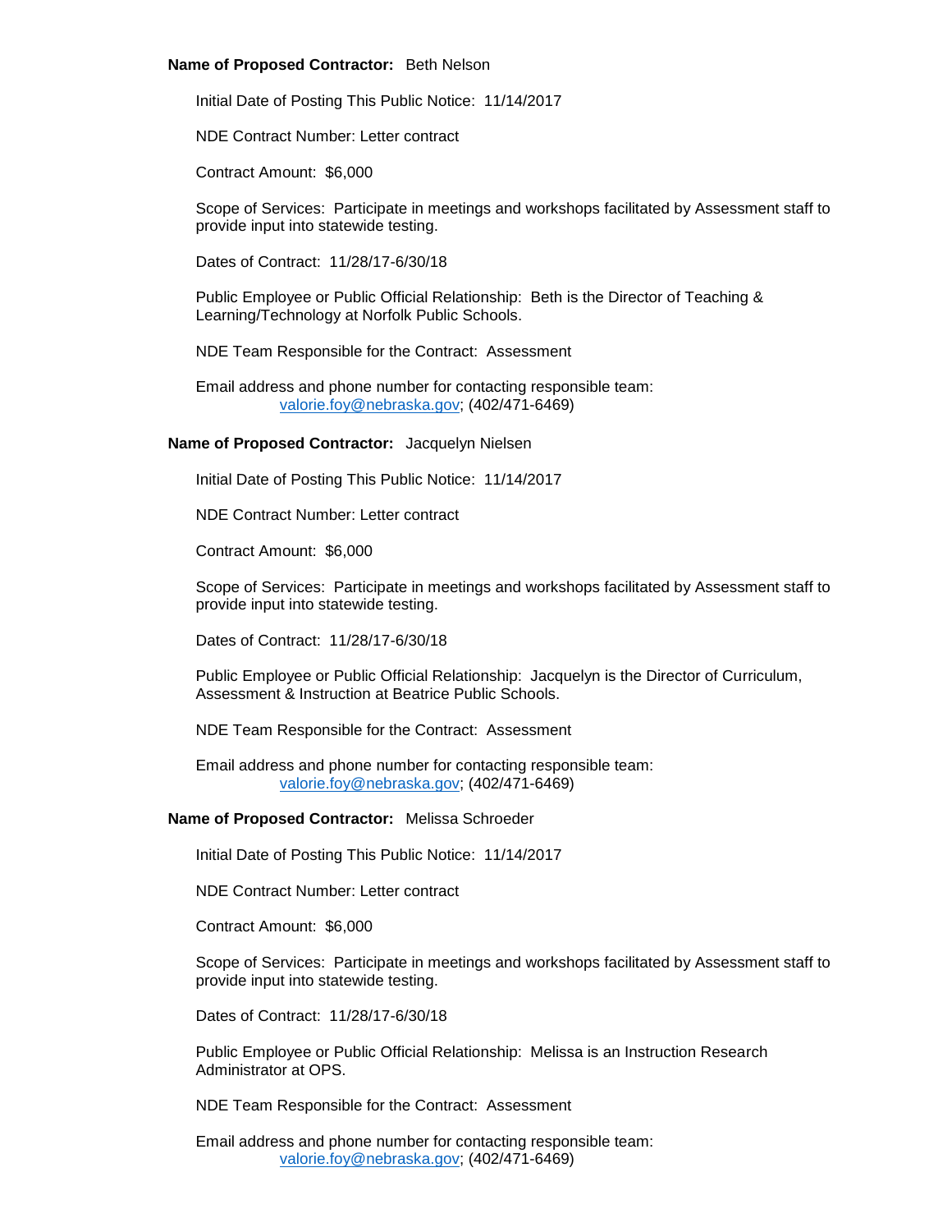**Name of Proposed Contractor:** Beth Nelson

Initial Date of Posting This Public Notice: 11/14/2017

NDE Contract Number: Letter contract

Contract Amount: $6,000

Scope of Services: Participate in meetings and workshops facilitated by Assessment staff to provide input into statewide testing.

Dates of Contract: 11/28/17-6/30/18

Public Employee or Public Official Relationship: Beth is the Director of Teaching & Learning/Technology at Norfolk Public Schools.

NDE Team Responsible for the Contract: Assessment

Email address and phone number for contacting responsible team:
valorie.foy@nebraska.gov; (402/471-6469)

**Name of Proposed Contractor:** Jacquelyn Nielsen

Initial Date of Posting This Public Notice: 11/14/2017

NDE Contract Number: Letter contract

Contract Amount: $6,000

Scope of Services: Participate in meetings and workshops facilitated by Assessment staff to provide input into statewide testing.

Dates of Contract: 11/28/17-6/30/18

Public Employee or Public Official Relationship: Jacquelyn is the Director of Curriculum, Assessment & Instruction at Beatrice Public Schools.

NDE Team Responsible for the Contract: Assessment

Email address and phone number for contacting responsible team:
valorie.foy@nebraska.gov; (402/471-6469)

**Name of Proposed Contractor:** Melissa Schroeder

Initial Date of Posting This Public Notice: 11/14/2017

NDE Contract Number: Letter contract

Contract Amount: $6,000

Scope of Services: Participate in meetings and workshops facilitated by Assessment staff to provide input into statewide testing.

Dates of Contract: 11/28/17-6/30/18

Public Employee or Public Official Relationship: Melissa is an Instruction Research Administrator at OPS.

NDE Team Responsible for the Contract: Assessment

Email address and phone number for contacting responsible team:
valorie.foy@nebraska.gov; (402/471-6469)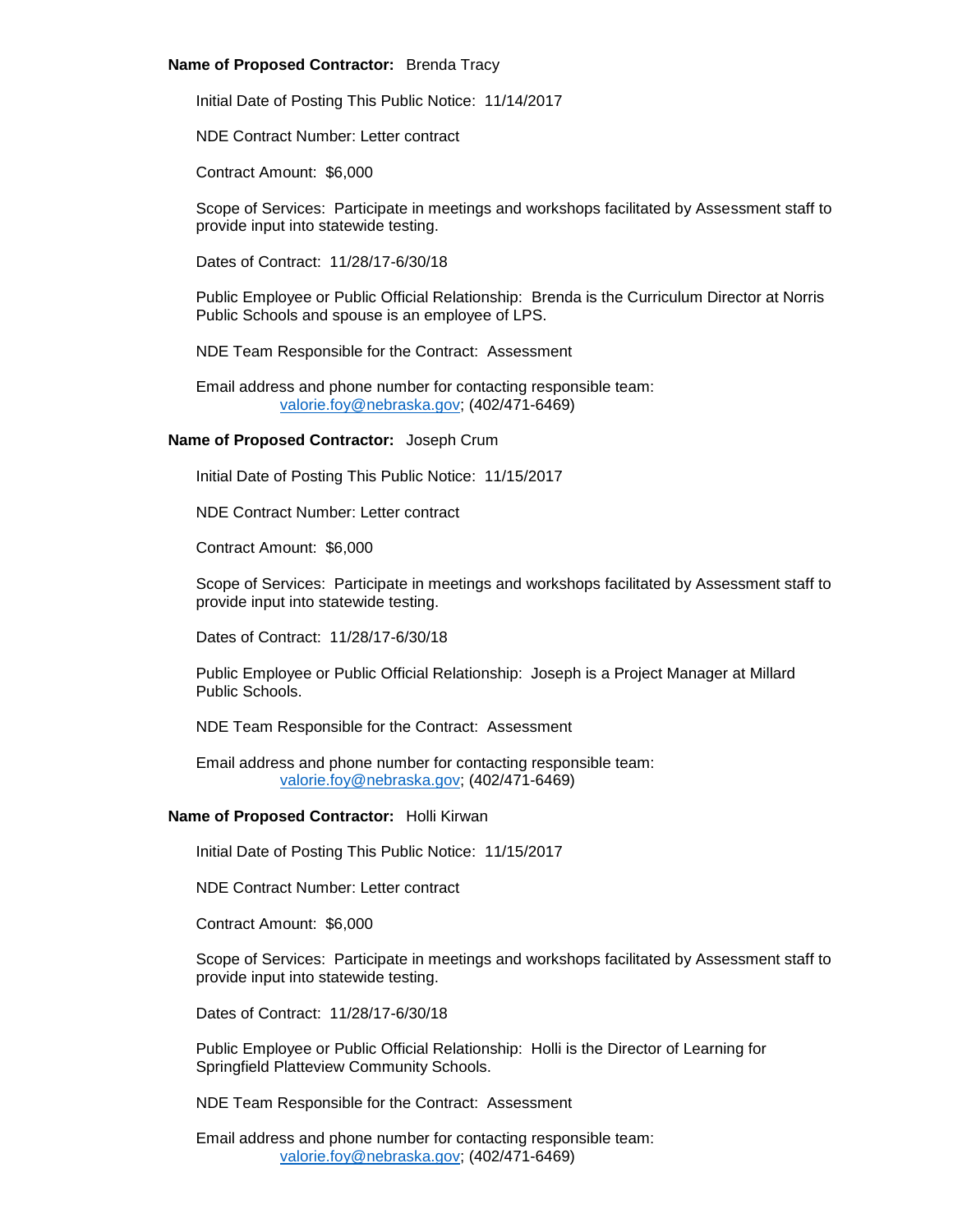**Name of Proposed Contractor:** Brenda Tracy

Initial Date of Posting This Public Notice: 11/14/2017

NDE Contract Number: Letter contract

Contract Amount: $6,000

Scope of Services: Participate in meetings and workshops facilitated by Assessment staff to provide input into statewide testing.

Dates of Contract: 11/28/17-6/30/18

Public Employee or Public Official Relationship: Brenda is the Curriculum Director at Norris Public Schools and spouse is an employee of LPS.

NDE Team Responsible for the Contract: Assessment

Email address and phone number for contacting responsible team:
valorie.foy@nebraska.gov; (402/471-6469)

**Name of Proposed Contractor:** Joseph Crum

Initial Date of Posting This Public Notice: 11/15/2017

NDE Contract Number: Letter contract

Contract Amount: $6,000

Scope of Services: Participate in meetings and workshops facilitated by Assessment staff to provide input into statewide testing.

Dates of Contract: 11/28/17-6/30/18

Public Employee or Public Official Relationship: Joseph is a Project Manager at Millard Public Schools.

NDE Team Responsible for the Contract: Assessment

Email address and phone number for contacting responsible team:
valorie.foy@nebraska.gov; (402/471-6469)

**Name of Proposed Contractor:** Holli Kirwan

Initial Date of Posting This Public Notice: 11/15/2017

NDE Contract Number: Letter contract

Contract Amount: $6,000

Scope of Services: Participate in meetings and workshops facilitated by Assessment staff to provide input into statewide testing.

Dates of Contract: 11/28/17-6/30/18

Public Employee or Public Official Relationship: Holli is the Director of Learning for Springfield Platteview Community Schools.

NDE Team Responsible for the Contract: Assessment

Email address and phone number for contacting responsible team:
valorie.foy@nebraska.gov; (402/471-6469)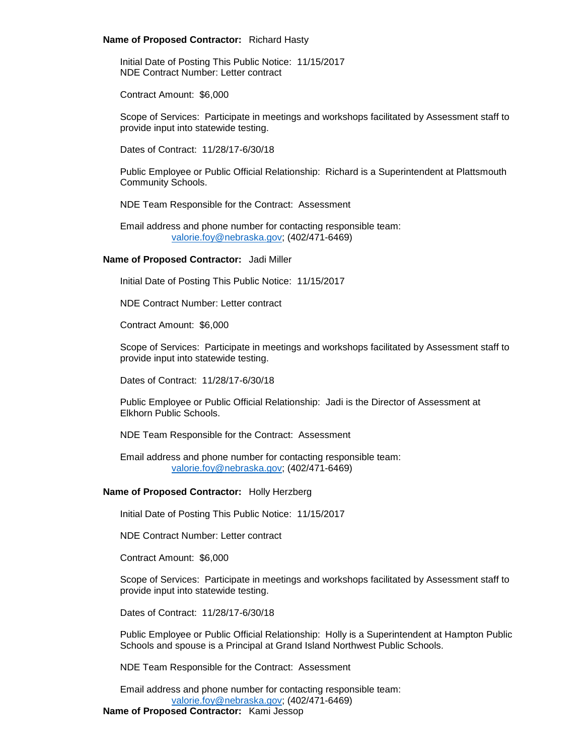**Name of Proposed Contractor:** Richard Hasty

Initial Date of Posting This Public Notice: 11/15/2017
NDE Contract Number: Letter contract

Contract Amount: $6,000

Scope of Services: Participate in meetings and workshops facilitated by Assessment staff to provide input into statewide testing.

Dates of Contract: 11/28/17-6/30/18

Public Employee or Public Official Relationship: Richard is a Superintendent at Plattsmouth Community Schools.

NDE Team Responsible for the Contract: Assessment

Email address and phone number for contacting responsible team:
valorie.foy@nebraska.gov; (402/471-6469)

**Name of Proposed Contractor:** Jadi Miller

Initial Date of Posting This Public Notice: 11/15/2017

NDE Contract Number: Letter contract

Contract Amount: $6,000

Scope of Services: Participate in meetings and workshops facilitated by Assessment staff to provide input into statewide testing.

Dates of Contract: 11/28/17-6/30/18

Public Employee or Public Official Relationship: Jadi is the Director of Assessment at Elkhorn Public Schools.

NDE Team Responsible for the Contract: Assessment

Email address and phone number for contacting responsible team:
valorie.foy@nebraska.gov; (402/471-6469)

**Name of Proposed Contractor:** Holly Herzberg

Initial Date of Posting This Public Notice: 11/15/2017

NDE Contract Number: Letter contract

Contract Amount: $6,000

Scope of Services: Participate in meetings and workshops facilitated by Assessment staff to provide input into statewide testing.

Dates of Contract: 11/28/17-6/30/18

Public Employee or Public Official Relationship: Holly is a Superintendent at Hampton Public Schools and spouse is a Principal at Grand Island Northwest Public Schools.

NDE Team Responsible for the Contract: Assessment

Email address and phone number for contacting responsible team:
valorie.foy@nebraska.gov; (402/471-6469)

**Name of Proposed Contractor:** Kami Jessop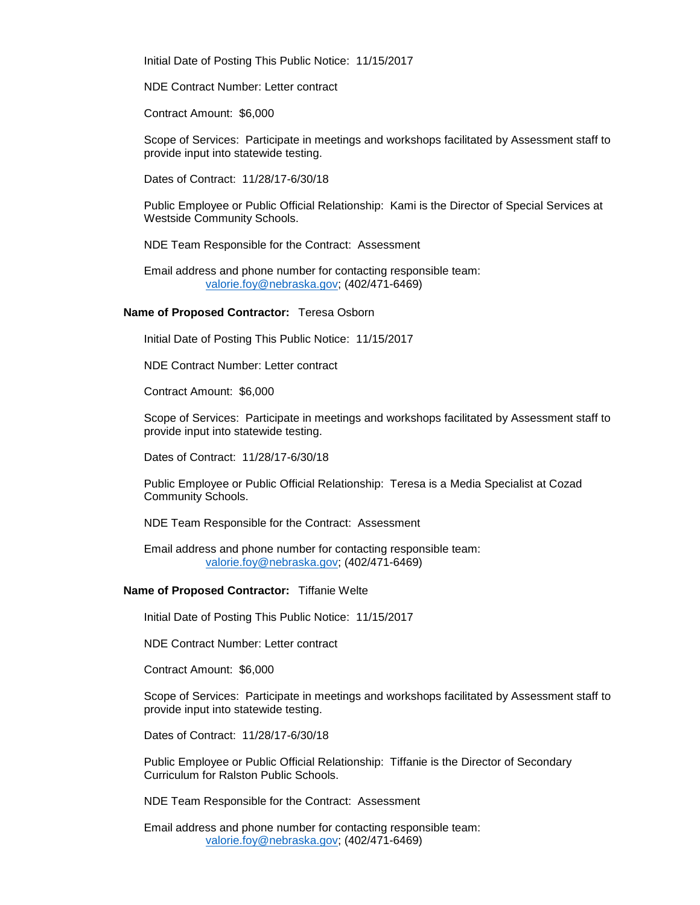Initial Date of Posting This Public Notice: 11/15/2017

NDE Contract Number: Letter contract

Contract Amount: $6,000

Scope of Services: Participate in meetings and workshops facilitated by Assessment staff to provide input into statewide testing.

Dates of Contract: 11/28/17-6/30/18

Public Employee or Public Official Relationship: Kami is the Director of Special Services at Westside Community Schools.

NDE Team Responsible for the Contract: Assessment

Email address and phone number for contacting responsible team:
valorie.foy@nebraska.gov; (402/471-6469)

**Name of Proposed Contractor:** Teresa Osborn

Initial Date of Posting This Public Notice: 11/15/2017

NDE Contract Number: Letter contract

Contract Amount: $6,000

Scope of Services: Participate in meetings and workshops facilitated by Assessment staff to provide input into statewide testing.

Dates of Contract: 11/28/17-6/30/18

Public Employee or Public Official Relationship: Teresa is a Media Specialist at Cozad Community Schools.

NDE Team Responsible for the Contract: Assessment

Email address and phone number for contacting responsible team:
valorie.foy@nebraska.gov; (402/471-6469)

**Name of Proposed Contractor:** Tiffanie Welte

Initial Date of Posting This Public Notice: 11/15/2017

NDE Contract Number: Letter contract

Contract Amount: $6,000

Scope of Services: Participate in meetings and workshops facilitated by Assessment staff to provide input into statewide testing.

Dates of Contract: 11/28/17-6/30/18

Public Employee or Public Official Relationship: Tiffanie is the Director of Secondary Curriculum for Ralston Public Schools.

NDE Team Responsible for the Contract: Assessment

Email address and phone number for contacting responsible team:
valorie.foy@nebraska.gov; (402/471-6469)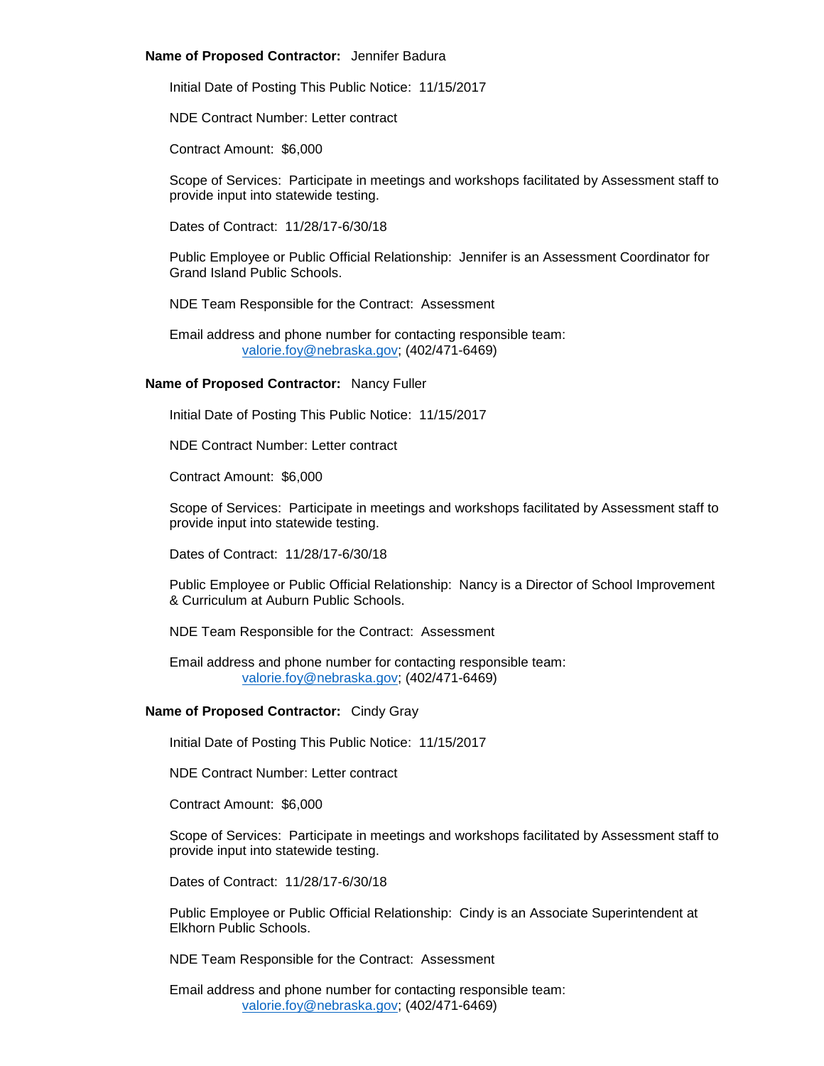**Name of Proposed Contractor:** Jennifer Badura

Initial Date of Posting This Public Notice: 11/15/2017

NDE Contract Number: Letter contract

Contract Amount: $6,000

Scope of Services: Participate in meetings and workshops facilitated by Assessment staff to provide input into statewide testing.

Dates of Contract: 11/28/17-6/30/18

Public Employee or Public Official Relationship: Jennifer is an Assessment Coordinator for Grand Island Public Schools.

NDE Team Responsible for the Contract: Assessment

Email address and phone number for contacting responsible team:
valorie.foy@nebraska.gov; (402/471-6469)

**Name of Proposed Contractor:** Nancy Fuller

Initial Date of Posting This Public Notice: 11/15/2017

NDE Contract Number: Letter contract

Contract Amount: $6,000

Scope of Services: Participate in meetings and workshops facilitated by Assessment staff to provide input into statewide testing.

Dates of Contract: 11/28/17-6/30/18

Public Employee or Public Official Relationship: Nancy is a Director of School Improvement & Curriculum at Auburn Public Schools.

NDE Team Responsible for the Contract: Assessment

Email address and phone number for contacting responsible team:
valorie.foy@nebraska.gov; (402/471-6469)

**Name of Proposed Contractor:** Cindy Gray

Initial Date of Posting This Public Notice: 11/15/2017

NDE Contract Number: Letter contract

Contract Amount: $6,000

Scope of Services: Participate in meetings and workshops facilitated by Assessment staff to provide input into statewide testing.

Dates of Contract: 11/28/17-6/30/18

Public Employee or Public Official Relationship: Cindy is an Associate Superintendent at Elkhorn Public Schools.

NDE Team Responsible for the Contract: Assessment

Email address and phone number for contacting responsible team:
valorie.foy@nebraska.gov; (402/471-6469)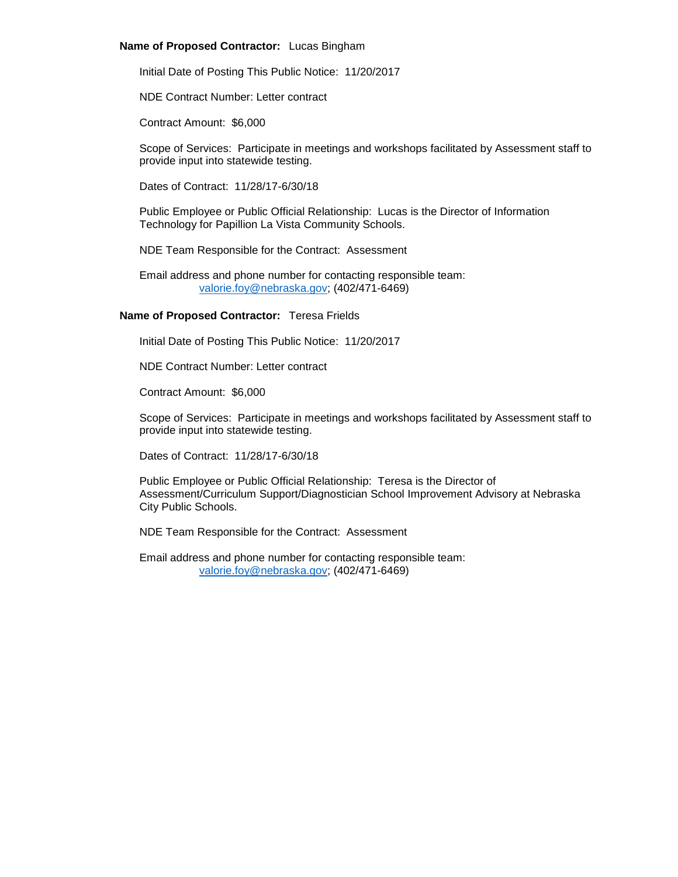**Name of Proposed Contractor:** Lucas Bingham

Initial Date of Posting This Public Notice: 11/20/2017

NDE Contract Number: Letter contract

Contract Amount: $6,000

Scope of Services: Participate in meetings and workshops facilitated by Assessment staff to provide input into statewide testing.

Dates of Contract: 11/28/17-6/30/18

Public Employee or Public Official Relationship: Lucas is the Director of Information Technology for Papillion La Vista Community Schools.

NDE Team Responsible for the Contract: Assessment

Email address and phone number for contacting responsible team:
valorie.foy@nebraska.gov; (402/471-6469)

**Name of Proposed Contractor:** Teresa Frields

Initial Date of Posting This Public Notice: 11/20/2017

NDE Contract Number: Letter contract

Contract Amount: $6,000

Scope of Services: Participate in meetings and workshops facilitated by Assessment staff to provide input into statewide testing.

Dates of Contract: 11/28/17-6/30/18

Public Employee or Public Official Relationship: Teresa is the Director of Assessment/Curriculum Support/Diagnostician School Improvement Advisory at Nebraska City Public Schools.

NDE Team Responsible for the Contract: Assessment

Email address and phone number for contacting responsible team:
valorie.foy@nebraska.gov; (402/471-6469)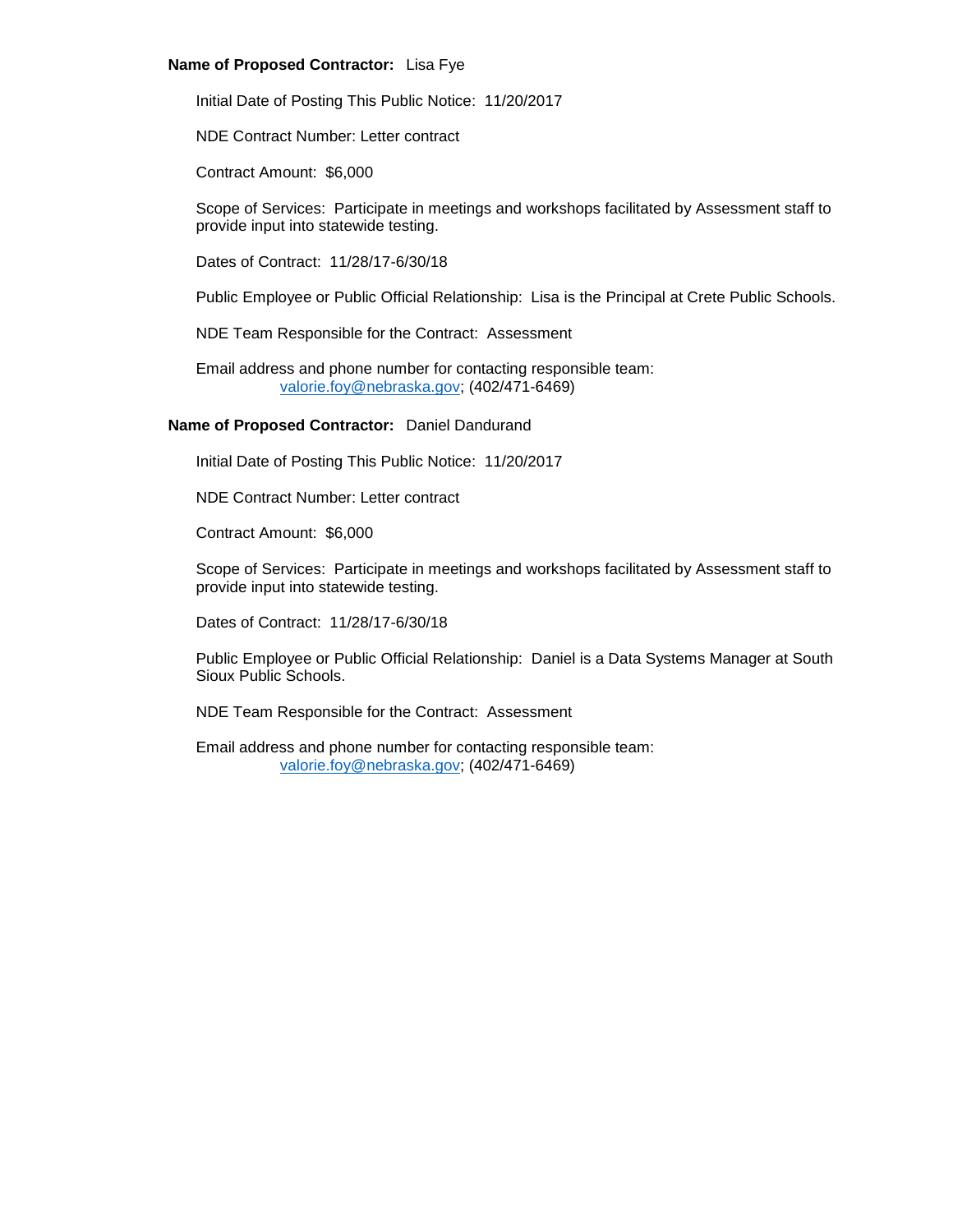**Name of Proposed Contractor:** Lisa Fye

Initial Date of Posting This Public Notice: 11/20/2017

NDE Contract Number: Letter contract

Contract Amount: $6,000

Scope of Services: Participate in meetings and workshops facilitated by Assessment staff to provide input into statewide testing.

Dates of Contract: 11/28/17-6/30/18

Public Employee or Public Official Relationship: Lisa is the Principal at Crete Public Schools.

NDE Team Responsible for the Contract: Assessment

Email address and phone number for contacting responsible team:
valorie.foy@nebraska.gov; (402/471-6469)

**Name of Proposed Contractor:** Daniel Dandurand

Initial Date of Posting This Public Notice: 11/20/2017

NDE Contract Number: Letter contract

Contract Amount: $6,000

Scope of Services: Participate in meetings and workshops facilitated by Assessment staff to provide input into statewide testing.

Dates of Contract: 11/28/17-6/30/18

Public Employee or Public Official Relationship: Daniel is a Data Systems Manager at South Sioux Public Schools.

NDE Team Responsible for the Contract: Assessment

Email address and phone number for contacting responsible team:
valorie.foy@nebraska.gov; (402/471-6469)